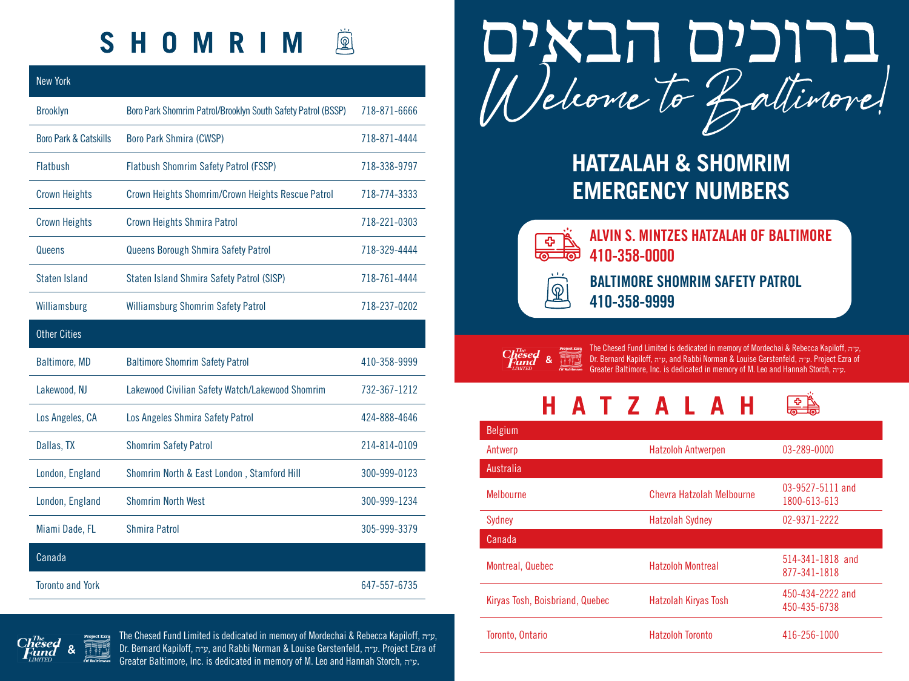# SHOMRIM

| New York | | |
|---|---|---|
| Brooklyn | Boro Park Shomrim Patrol/Brooklyn South Safety Patrol (BSSP) | 718-871-6666 |
| Boro Park & Catskills | Boro Park Shmira (CWSP) | 718-871-4444 |
| Flatbush | Flatbush Shomrim Safety Patrol (FSSP) | 718-338-9797 |
| Crown Heights | Crown Heights Shomrim/Crown Heights Rescue Patrol | 718-774-3333 |
| Crown Heights | Crown Heights Shmira Patrol | 718-221-0303 |
| Queens | Queens Borough Shmira Safety Patrol | 718-329-4444 |
| Staten Island | Staten Island Shmira Safety Patrol (SISP) | 718-761-4444 |
| Williamsburg | Williamsburg Shomrim Safety Patrol | 718-237-0202 |
| **Other Cities** | | |
| Baltimore, MD | Baltimore Shomrim Safety Patrol | 410-358-9999 |
| Lakewood, NJ | Lakewood Civilian Safety Watch/Lakewood Shomrim | 732-367-1212 |
| Los Angeles, CA | Los Angeles Shmira Safety Patrol | 424-888-4646 |
| Dallas, TX | Shomrim Safety Patrol | 214-814-0109 |
| London, England | Shomrim North & East London , Stamford Hill | 300-999-0123 |
| London, England | Shomrim North West | 300-999-1234 |
| Miami Dade, FL | Shmira Patrol | 305-999-3379 |
| **Canada** | | |
| Toronto and York | | 647-557-6735 |

The Chesed Fund Limited & Project Ezra of Baltimore

The Chesed Fund Limited is dedicated in memory of Mordechai & Rebecca Kapiloff, ע״ה, Dr. Bernard Kapiloff, ע״ה, and Rabbi Norman & Louise Gerstenfeld, ע״ה. Project Ezra of Greater Baltimore, Inc. is dedicated in memory of M. Leo and Hannah Storch, ע״ה.

# ברוכים הבאים

*Welcome to Baltimore!*

## HATZALAH & SHOMRIM EMERGENCY NUMBERS

**ALVIN S. MINTZES HATZALAH OF BALTIMORE**
**410-358-0000**

**BALTIMORE SHOMRIM SAFETY PATROL**
**410-358-9999**

The Chesed Fund Limited & Project Ezra of Baltimore

The Chesed Fund Limited is dedicated in memory of Mordechai & Rebecca Kapiloff, ע״ה, Dr. Bernard Kapiloff, ע״ה, and Rabbi Norman & Louise Gerstenfeld, ע״ה. Project Ezra of Greater Baltimore, Inc. is dedicated in memory of M. Leo and Hannah Storch, ע״ה.

# HATZALAH

| Belgium | | |
|---|---|---|
| Antwerp | Hatzoloh Antwerpen | 03-289-0000 |
| **Australia** | | |
| Melbourne | Chevra Hatzolah Melbourne | 03-9527-5111 and 1800-613-613 |
| Sydney | Hatzolah Sydney | 02-9371-2222 |
| **Canada** | | |
| Montreal, Quebec | Hatzoloh Montreal | 514-341-1818 and 877-341-1818 |
| Kiryas Tosh, Boisbriand, Quebec | Hatzolah Kiryas Tosh | 450-434-2222 and 450-435-6738 |
| Toronto, Ontario | Hatzoloh Toronto | 416-256-1000 |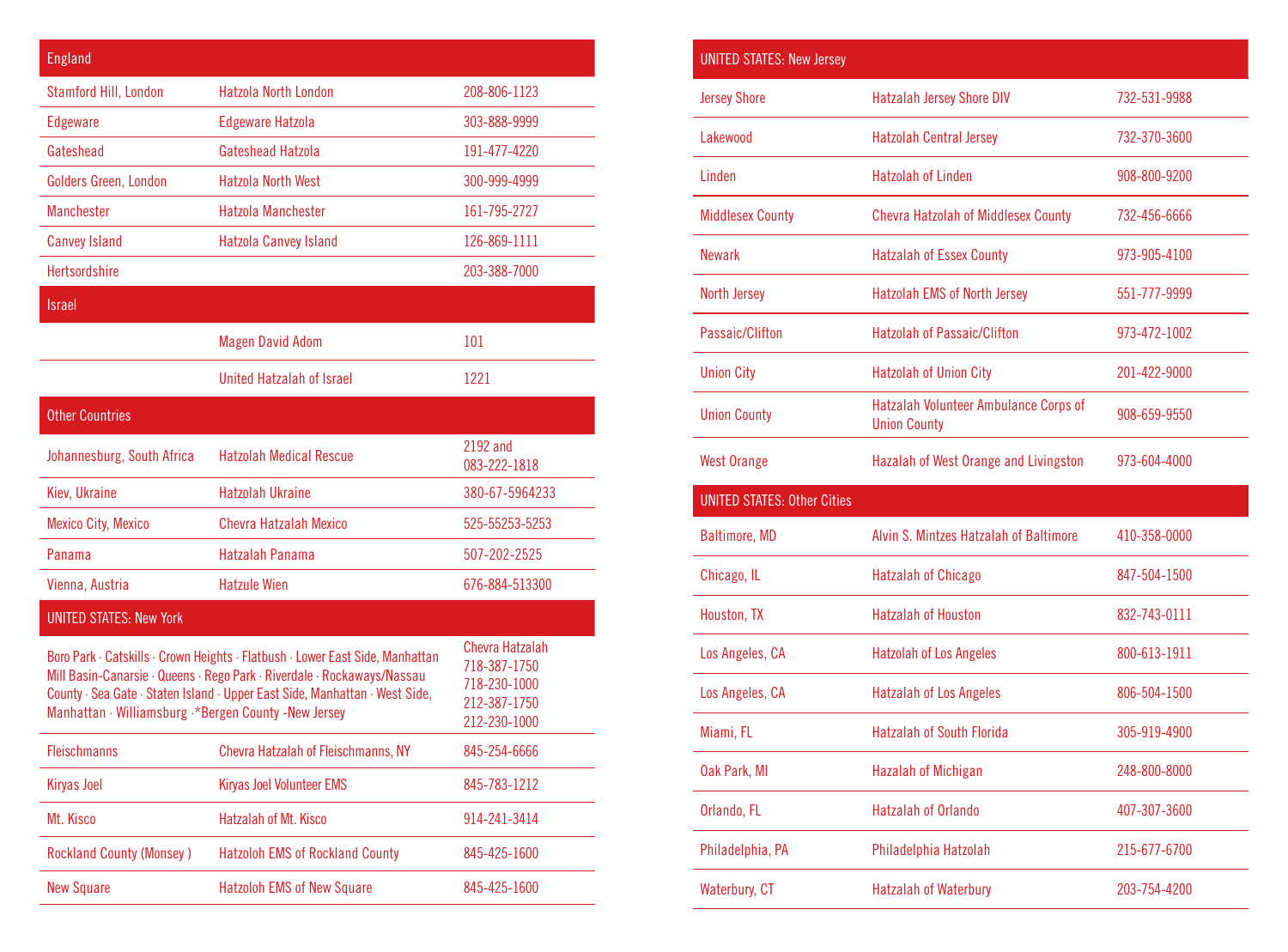## England

| | | |
|---|---|---|
| Stamford Hill, London | Hatzola North London | 208-806-1123 |
| Edgeware | Edgeware Hatzola | 303-888-9999 |
| Gateshead | Gateshead Hatzola | 191-477-4220 |
| Golders Green, London | Hatzola North West | 300-999-4999 |
| Manchester | Hatzola Manchester | 161-795-2727 |
| Canvey Island | Hatzola Canvey Island | 126-869-1111 |
| Hertsordshire | | 203-388-7000 |

## Israel

| | | |
|---|---|---|
| | Magen David Adom | 101 |
| | United Hatzalah of Israel | 1221 |

## Other Countries

| | | |
|---|---|---|
| Johannesburg, South Africa | Hatzolah Medical Rescue | 2192 and 083-222-1818 |
| Kiev, Ukraine | Hatzolah Ukraine | 380-67-5964233 |
| Mexico City, Mexico | Chevra Hatzalah Mexico | 525-55253-5253 |
| Panama | Hatzalah Panama | 507-202-2525 |
| Vienna, Austria | Hatzule Wien | 676-884-513300 |

## UNITED STATES: New York

| | | |
|---|---|---|
| Boro Park · Catskills · Crown Heights · Flatbush · Lower East Side, Manhattan Mill Basin-Canarsie · Queens · Rego Park · Riverdale · Rockaways/Nassau County · Sea Gate · Staten Island · Upper East Side, Manhattan · West Side, Manhattan · Williamsburg ·*Bergen County -New Jersey | | Chevra Hatzalah 718-387-1750 718-230-1000 212-387-1750 212-230-1000 |
| Fleischmanns | Chevra Hatzalah of Fleischmanns, NY | 845-254-6666 |
| Kiryas Joel | Kiryas Joel Volunteer EMS | 845-783-1212 |
| Mt. Kisco | Hatzalah of Mt. Kisco | 914-241-3414 |
| Rockland County (Monsey ) | Hatzoloh EMS of Rockland County | 845-425-1600 |
| New Square | Hatzoloh EMS of New Square | 845-425-1600 |

## UNITED STATES: New Jersey

| | | |
|---|---|---|
| Jersey Shore | Hatzalah Jersey Shore DIV | 732-531-9988 |
| Lakewood | Hatzolah Central Jersey | 732-370-3600 |
| Linden | Hatzolah of Linden | 908-800-9200 |
| Middlesex County | Chevra Hatzolah of Middlesex County | 732-456-6666 |
| Newark | Hatzalah of Essex County | 973-905-4100 |
| North Jersey | Hatzolah EMS of North Jersey | 551-777-9999 |
| Passaic/Clifton | Hatzolah of Passaic/Clifton | 973-472-1002 |
| Union City | Hatzolah of Union City | 201-422-9000 |
| Union County | Hatzalah Volunteer Ambulance Corps of Union County | 908-659-9550 |
| West Orange | Hazalah of West Orange and Livingston | 973-604-4000 |

## UNITED STATES: Other Cities

| | | |
|---|---|---|
| Baltimore, MD | Alvin S. Mintzes Hatzalah of Baltimore | 410-358-0000 |
| Chicago, IL | Hatzalah of Chicago | 847-504-1500 |
| Houston, TX | Hatzalah of Houston | 832-743-0111 |
| Los Angeles, CA | Hatzolah of Los Angeles | 800-613-1911 |
| Los Angeles, CA | Hatzalah of Los Angeles | 806-504-1500 |
| Miami, FL | Hatzalah of South Florida | 305-919-4900 |
| Oak Park, MI | Hazalah of Michigan | 248-800-8000 |
| Orlando, FL | Hatzalah of Orlando | 407-307-3600 |
| Philadelphia, PA | Philadelphia Hatzolah | 215-677-6700 |
| Waterbury, CT | Hatzalah of Waterbury | 203-754-4200 |